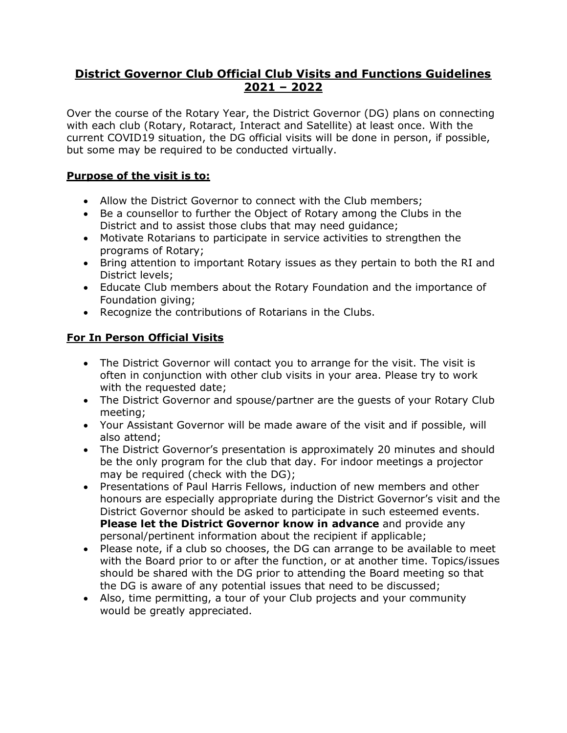# District Governor Club Official Club Visits and Functions Guidelines 2021 – 2022

Over the course of the Rotary Year, the District Governor (DG) plans on connecting with each club (Rotary, Rotaract, Interact and Satellite) at least once. With the current COVID19 situation, the DG official visits will be done in person, if possible, but some may be required to be conducted virtually.

## Purpose of the visit is to:

- Allow the District Governor to connect with the Club members;
- Be a counsellor to further the Object of Rotary among the Clubs in the District and to assist those clubs that may need guidance;
- Motivate Rotarians to participate in service activities to strengthen the programs of Rotary;
- Bring attention to important Rotary issues as they pertain to both the RI and District levels;
- Educate Club members about the Rotary Foundation and the importance of Foundation giving;
- Recognize the contributions of Rotarians in the Clubs.

## For In Person Official Visits

- The District Governor will contact you to arrange for the visit. The visit is often in conjunction with other club visits in your area. Please try to work with the requested date;
- The District Governor and spouse/partner are the guests of your Rotary Club meeting;
- Your Assistant Governor will be made aware of the visit and if possible, will also attend;
- The District Governor's presentation is approximately 20 minutes and should be the only program for the club that day. For indoor meetings a projector may be required (check with the DG);
- Presentations of Paul Harris Fellows, induction of new members and other honours are especially appropriate during the District Governor's visit and the District Governor should be asked to participate in such esteemed events. **Please let the District Governor know in advance** and provide any personal/pertinent information about the recipient if applicable;
- Please note, if a club so chooses, the DG can arrange to be available to meet with the Board prior to or after the function, or at another time. Topics/issues should be shared with the DG prior to attending the Board meeting so that the DG is aware of any potential issues that need to be discussed;
- Also, time permitting, a tour of your Club projects and your community would be greatly appreciated.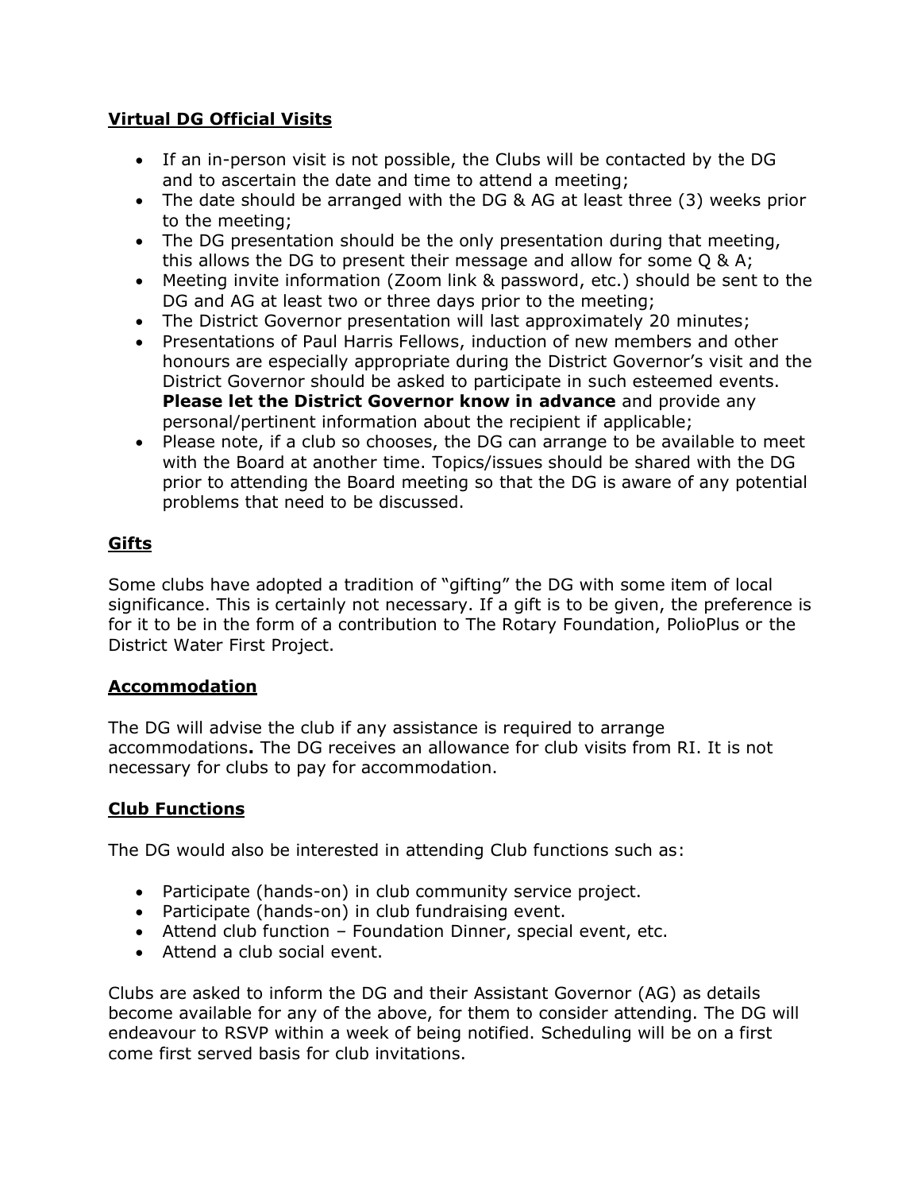## Virtual DG Official Visits

- If an in-person visit is not possible, the Clubs will be contacted by the DG and to ascertain the date and time to attend a meeting;
- The date should be arranged with the DG & AG at least three (3) weeks prior to the meeting;
- The DG presentation should be the only presentation during that meeting, this allows the DG to present their message and allow for some Q & A;
- Meeting invite information (Zoom link & password, etc.) should be sent to the DG and AG at least two or three days prior to the meeting;
- The District Governor presentation will last approximately 20 minutes;
- Presentations of Paul Harris Fellows, induction of new members and other honours are especially appropriate during the District Governor's visit and the District Governor should be asked to participate in such esteemed events. **Please let the District Governor know in advance** and provide any personal/pertinent information about the recipient if applicable;
- Please note, if a club so chooses, the DG can arrange to be available to meet with the Board at another time. Topics/issues should be shared with the DG prior to attending the Board meeting so that the DG is aware of any potential problems that need to be discussed.

## Gifts

Some clubs have adopted a tradition of "gifting" the DG with some item of local significance. This is certainly not necessary. If a gift is to be given, the preference is for it to be in the form of a contribution to The Rotary Foundation, PolioPlus or the District Water First Project.

## Accommodation

The DG will advise the club if any assistance is required to arrange accommodations**.** The DG receives an allowance for club visits from RI. It is not necessary for clubs to pay for accommodation.

## Club Functions

The DG would also be interested in attending Club functions such as:

- Participate (hands-on) in club community service project.
- Participate (hands-on) in club fundraising event.
- Attend club function – Foundation Dinner, special event, etc.
- Attend a club social event.

Clubs are asked to inform the DG and their Assistant Governor (AG) as details become available for any of the above, for them to consider attending. The DG will endeavour to RSVP within a week of being notified. Scheduling will be on a first come first served basis for club invitations.